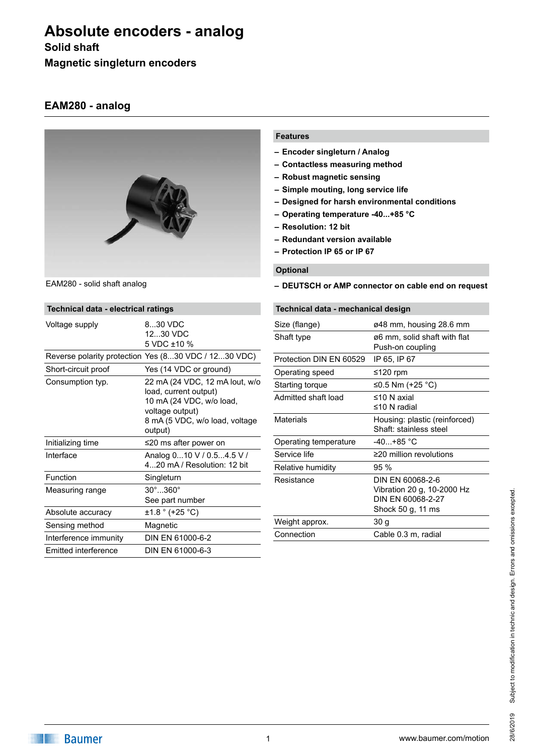# Absolute encoders - analog

**Solid shaft**

**Magnetic singleturn encoders**

## EAM280 - analog

EAM280 - solid shaft analog

### Features

- **Encoder singleturn / Analog**
- **Contactless measuring method**
- **Robust magnetic sensing**
- **Simple mouting, long service life**
- **Designed for harsh environmental conditions**
- **Operating temperature -40...+85 °C**
- **Resolution: 12 bit**
- **Redundant version available**
- **Protection IP 65 or IP 67**

### Optional

- **DEUTSCH or AMP connector on cable end on request**

### Technical data - electrical ratings

| Parameter | Value |
|---|---|
| Voltage supply | 8...30 VDC<br>12...30 VDC<br>5 VDC ±10 % |
| Reverse polarity protection | Yes (8...30 VDC / 12...30 VDC) |
| Short-circuit proof | Yes (14 VDC or ground) |
| Consumption typ. | 22 mA (24 VDC, 12 mA Iout, w/o load, current output)<br>10 mA (24 VDC, w/o load, voltage output)<br>8 mA (5 VDC, w/o load, voltage output) |
| Initializing time | ≤20 ms after power on |
| Interface | Analog 0...10 V / 0.5...4.5 V / 4...20 mA / Resolution: 12 bit |
| Function | Singleturn |
| Measuring range | 30°...360°<br>See part number |
| Absolute accuracy | ±1.8 ° (+25 °C) |
| Sensing method | Magnetic |
| Interference immunity | DIN EN 61000-6-2 |
| Emitted interference | DIN EN 61000-6-3 |

### Technical data - mechanical design

| Parameter | Value |
|---|---|
| Size (flange) | ø48 mm, housing 28.6 mm |
| Shaft type | ø6 mm, solid shaft with flat<br>Push-on coupling |
| Protection DIN EN 60529 | IP 65, IP 67 |
| Operating speed | ≤120 rpm |
| Starting torque | ≤0.5 Nm (+25 °C) |
| Admitted shaft load | ≤10 N axial<br>≤10 N radial |
| Materials | Housing: plastic (reinforced)<br>Shaft: stainless steel |
| Operating temperature | -40...+85 °C |
| Service life | ≥20 million revolutions |
| Relative humidity | 95 % |
| Resistance | DIN EN 60068-2-6<br>Vibration 20 g, 10-2000 Hz<br>DIN EN 60068-2-27<br>Shock 50 g, 11 ms |
| Weight approx. | 30 g |
| Connection | Cable 0.3 m, radial |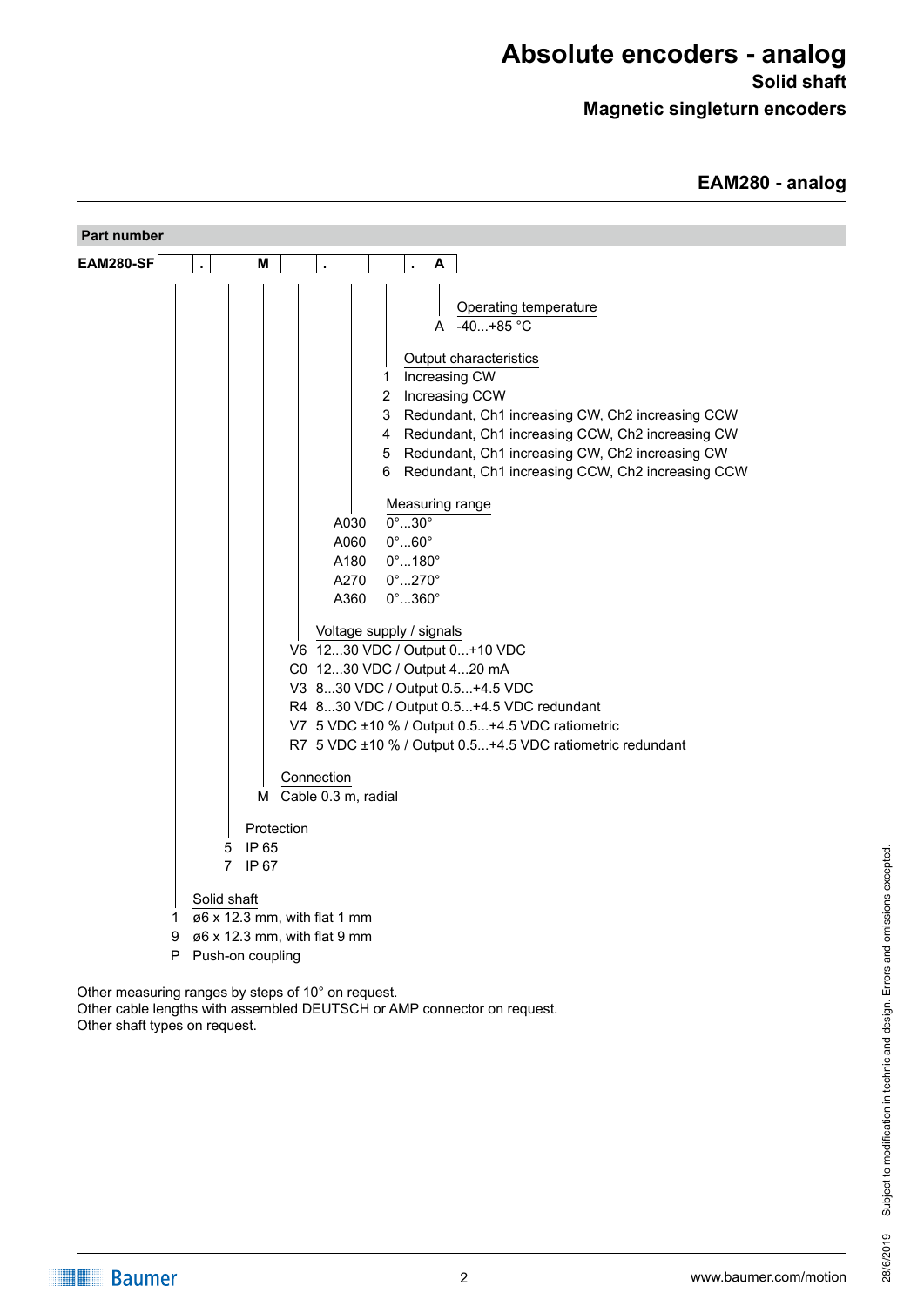# Absolute encoders - analog

**Solid shaft**

**Magnetic singleturn encoders**

## EAM280 - analog

### Part number

**EAM280-SF** [ ] . [ ] M [ ] . [ ] [ ] . A

**Operating temperature**

- A -40...+85 °C

**Output characteristics**

- 1 Increasing CW
- 2 Increasing CCW
- 3 Redundant, Ch1 increasing CW, Ch2 increasing CCW
- 4 Redundant, Ch1 increasing CCW, Ch2 increasing CW
- 5 Redundant, Ch1 increasing CW, Ch2 increasing CW
- 6 Redundant, Ch1 increasing CCW, Ch2 increasing CCW

**Measuring range**

- A030 0°...30°
- A060 0°...60°
- A180 0°...180°
- A270 0°...270°
- A360 0°...360°

**Voltage supply / signals**

- V6 12...30 VDC / Output 0...+10 VDC
- C0 12...30 VDC / Output 4...20 mA
- V3 8...30 VDC / Output 0.5...+4.5 VDC
- R4 8...30 VDC / Output 0.5...+4.5 VDC redundant
- V7 5 VDC ±10 % / Output 0.5...+4.5 VDC ratiometric
- R7 5 VDC ±10 % / Output 0.5...+4.5 VDC ratiometric redundant

**Connection**

- M Cable 0.3 m, radial

**Protection**

- 5 IP 65
- 7 IP 67

**Solid shaft**

- 1 ø6 x 12.3 mm, with flat 1 mm
- 9 ø6 x 12.3 mm, with flat 9 mm
- P Push-on coupling

Other measuring ranges by steps of 10° on request.
Other cable lengths with assembled DEUTSCH or AMP connector on request.
Other shaft types on request.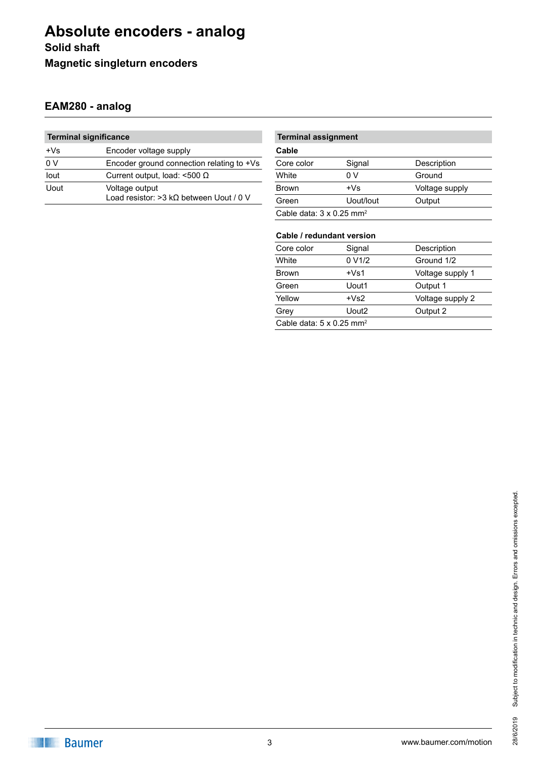# Absolute encoders - analog

**Solid shaft**

**Magnetic singleturn encoders**

## EAM280 - analog

| Terminal significance | |
|---|---|
| +Vs | Encoder voltage supply |
| 0 V | Encoder ground connection relating to +Vs |
| Iout | Current output, load: <500 Ω |
| Uout | Voltage output<br>Load resistor: >3 kΩ between Uout / 0 V |

**Terminal assignment**

**Cable**

| Core color | Signal | Description |
|---|---|---|
| White | 0 V | Ground |
| Brown | +Vs | Voltage supply |
| Green | Uout/Iout | Output |

Cable data: 3 x 0.25 $mm^2$

**Cable / redundant version**

| Core color | Signal | Description |
|---|---|---|
| White | 0 V1/2 | Ground 1/2 |
| Brown | +Vs1 | Voltage supply 1 |
| Green | Uout1 | Output 1 |
| Yellow | +Vs2 | Voltage supply 2 |
| Grey | Uout2 | Output 2 |

Cable data: 5 x 0.25 $mm^2$

Subject to modification in technic and design. Errors and omissions excepted.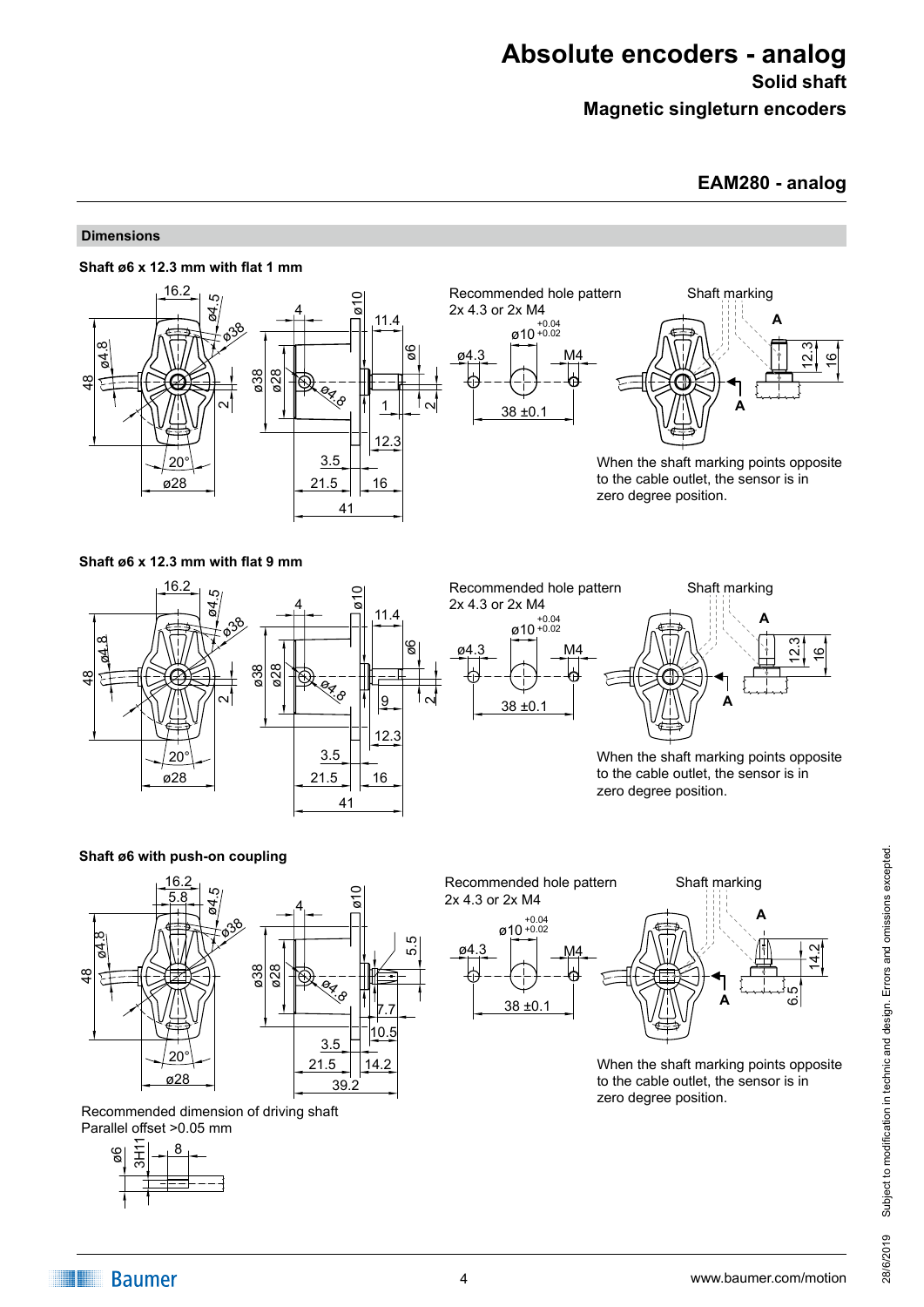# Absolute encoders - analog

**Solid shaft**

**Magnetic singleturn encoders**

## EAM280 - analog

### Dimensions

**Shaft ø6 x 12.3 mm with flat 1 mm**

16.2
ø4.5
ø38
ø4.8
48
2
20°
ø28
4
ø10
11.4
ø6
ø38
ø28
ø4.8
1
2
12.3
3.5
21.5
16
41

Recommended hole pattern
2x 4.3 or 2x M4
ø10 +0.04 +0.02
ø4.3
M4
38 ±0.1

Shaft marking
A
12.3
16
A

When the shaft marking points opposite to the cable outlet, the sensor is in zero degree position.

**Shaft ø6 x 12.3 mm with flat 9 mm**

16.2
ø4.5
ø38
ø4.8
48
2
20°
ø28
4
ø10
11.4
ø6
ø38
ø28
ø4.8
9
2
12.3
3.5
21.5
16
41

Recommended hole pattern
2x 4.3 or 2x M4
ø10 +0.04 +0.02
ø4.3
M4
38 ±0.1

Shaft marking
A
12.3
16
A

When the shaft marking points opposite to the cable outlet, the sensor is in zero degree position.

**Shaft ø6 with push-on coupling**

16.2
5.8
ø4.5
ø38
ø4.8
48
20°
ø28
4
ø10
5.5
ø38
ø28
ø4.8
7.7
10.5
3.5
21.5
14.2
39.2

Recommended hole pattern
2x 4.3 or 2x M4
ø10 +0.04 +0.02
ø4.3
M4
38 ±0.1

Shaft marking
A
14.2
6.5
A

When the shaft marking points opposite to the cable outlet, the sensor is in zero degree position.

Recommended dimension of driving shaft
Parallel offset >0.05 mm

ø6
3H11
8

Subject to modification in technic and design. Errors and omissions excepted.

28/6/2019